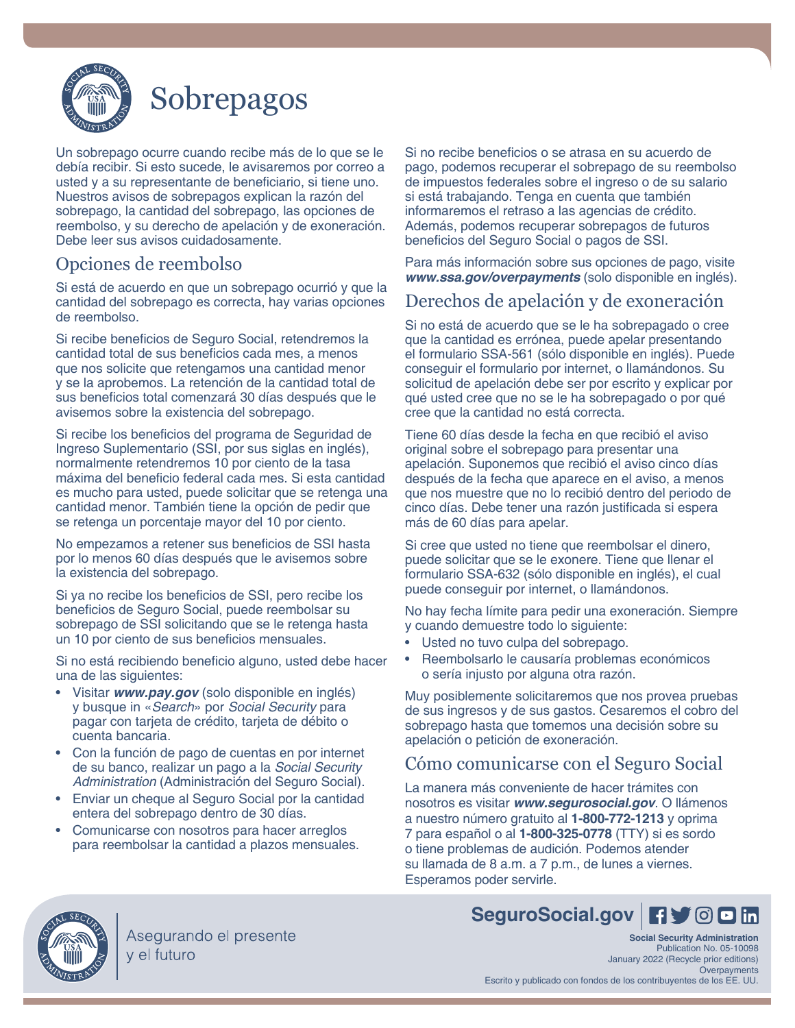# Sobrepagos

Un sobrepago ocurre cuando recibe más de lo que se le debía recibir. Si esto sucede, le avisaremos por correo a usted y a su representante de beneficiario, si tiene uno. Nuestros avisos de sobrepagos explican la razón del sobrepago, la cantidad del sobrepago, las opciones de reembolso, y su derecho de apelación y de exoneración. Debe leer sus avisos cuidadosamente.

## Opciones de reembolso

Si está de acuerdo en que un sobrepago ocurrió y que la cantidad del sobrepago es correcta, hay varias opciones de reembolso.

Si recibe beneficios de Seguro Social, retendremos la cantidad total de sus beneficios cada mes, a menos que nos solicite que retengamos una cantidad menor y se la aprobemos. La retención de la cantidad total de sus beneficios total comenzará 30 días después que le avisemos sobre la existencia del sobrepago.

Si recibe los beneficios del programa de Seguridad de Ingreso Suplementario (SSI, por sus siglas en inglés), normalmente retendremos 10 por ciento de la tasa máxima del beneficio federal cada mes. Si esta cantidad es mucho para usted, puede solicitar que se retenga una cantidad menor. También tiene la opción de pedir que se retenga un porcentaje mayor del 10 por ciento.

No empezamos a retener sus beneficios de SSI hasta por lo menos 60 días después que le avisemos sobre la existencia del sobrepago.

Si ya no recibe los beneficios de SSI, pero recibe los beneficios de Seguro Social, puede reembolsar su sobrepago de SSI solicitando que se le retenga hasta un 10 por ciento de sus beneficios mensuales.

Si no está recibiendo beneficio alguno, usted debe hacer una de las siguientes:

- Visitar ***www.pay.gov*** (solo disponible en inglés) y busque in «*Search*» por *Social Security* para pagar con tarjeta de crédito, tarjeta de débito o cuenta bancaria.
- Con la función de pago de cuentas en por internet de su banco, realizar un pago a la *Social Security Administration* (Administración del Seguro Social).
- Enviar un cheque al Seguro Social por la cantidad entera del sobrepago dentro de 30 días.
- Comunicarse con nosotros para hacer arreglos para reembolsar la cantidad a plazos mensuales.

Si no recibe beneficios o se atrasa en su acuerdo de pago, podemos recuperar el sobrepago de su reembolso de impuestos federales sobre el ingreso o de su salario si está trabajando. Tenga en cuenta que también informaremos el retraso a las agencias de crédito. Además, podemos recuperar sobrepagos de futuros beneficios del Seguro Social o pagos de SSI.

Para más información sobre sus opciones de pago, visite ***www.ssa.gov/overpayments*** (solo disponible en inglés).

## Derechos de apelación y de exoneración

Si no está de acuerdo que se le ha sobrepagado o cree que la cantidad es errónea, puede apelar presentando el formulario SSA-561 (sólo disponible en inglés). Puede conseguir el formulario por internet, o llamándonos. Su solicitud de apelación debe ser por escrito y explicar por qué usted cree que no se le ha sobrepagado o por qué cree que la cantidad no está correcta.

Tiene 60 días desde la fecha en que recibió el aviso original sobre el sobrepago para presentar una apelación. Suponemos que recibió el aviso cinco días después de la fecha que aparece en el aviso, a menos que nos muestre que no lo recibió dentro del periodo de cinco días. Debe tener una razón justificada si espera más de 60 días para apelar.

Si cree que usted no tiene que reembolsar el dinero, puede solicitar que se le exonere. Tiene que llenar el formulario SSA-632 (sólo disponible en inglés), el cual puede conseguir por internet, o llamándonos.

No hay fecha límite para pedir una exoneración. Siempre y cuando demuestre todo lo siguiente:

- Usted no tuvo culpa del sobrepago.
- Reembolsarlo le causaría problemas económicos o sería injusto por alguna otra razón.

Muy posiblemente solicitaremos que nos provea pruebas de sus ingresos y de sus gastos. Cesaremos el cobro del sobrepago hasta que tomemos una decisión sobre su apelación o petición de exoneración.

## Cómo comunicarse con el Seguro Social

La manera más conveniente de hacer trámites con nosotros es visitar ***www.segurosocial.gov***. O llámenos a nuestro número gratuito al **1-800-772-1213** y oprima 7 para español o al **1-800-325-0778** (TTY) si es sordo o tiene problemas de audición. Podemos atender su llamada de 8 a.m. a 7 p.m., de lunes a viernes. Esperamos poder servirle.

Asegurando el presente y el futuro

**SeguroSocial.gov**

**Social Security Administration**
Publication No. 05-10098
January 2022 (Recycle prior editions)
Overpayments
Escrito y publicado con fondos de los contribuyentes de los EE. UU.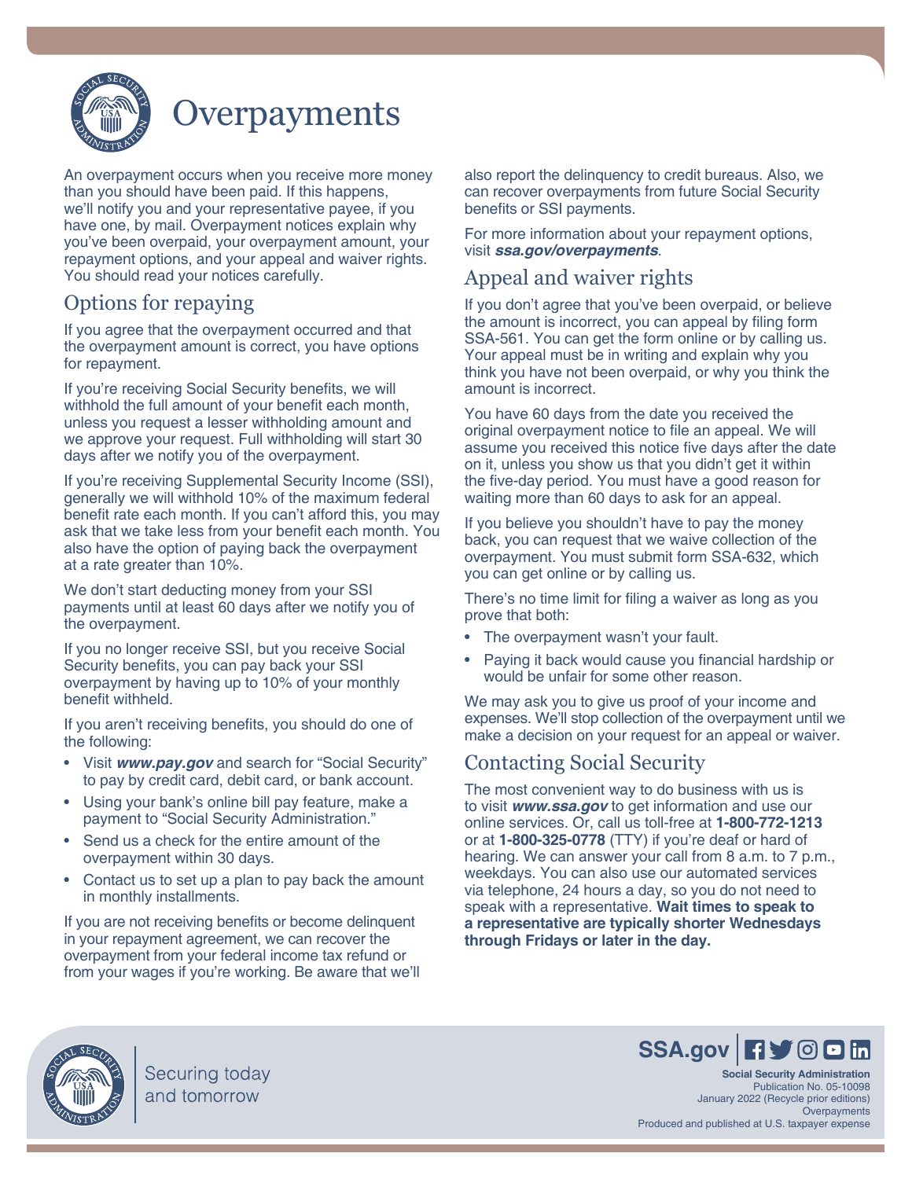# Overpayments

An overpayment occurs when you receive more money than you should have been paid. If this happens, we'll notify you and your representative payee, if you have one, by mail. Overpayment notices explain why you've been overpaid, your overpayment amount, your repayment options, and your appeal and waiver rights. You should read your notices carefully.

## Options for repaying

If you agree that the overpayment occurred and that the overpayment amount is correct, you have options for repayment.

If you're receiving Social Security benefits, we will withhold the full amount of your benefit each month, unless you request a lesser withholding amount and we approve your request. Full withholding will start 30 days after we notify you of the overpayment.

If you're receiving Supplemental Security Income (SSI), generally we will withhold 10% of the maximum federal benefit rate each month. If you can't afford this, you may ask that we take less from your benefit each month. You also have the option of paying back the overpayment at a rate greater than 10%.

We don't start deducting money from your SSI payments until at least 60 days after we notify you of the overpayment.

If you no longer receive SSI, but you receive Social Security benefits, you can pay back your SSI overpayment by having up to 10% of your monthly benefit withheld.

If you aren't receiving benefits, you should do one of the following:

- Visit ***www.pay.gov*** and search for "Social Security" to pay by credit card, debit card, or bank account.
- Using your bank's online bill pay feature, make a payment to "Social Security Administration."
- Send us a check for the entire amount of the overpayment within 30 days.
- Contact us to set up a plan to pay back the amount in monthly installments.

If you are not receiving benefits or become delinquent in your repayment agreement, we can recover the overpayment from your federal income tax refund or from your wages if you're working. Be aware that we'll also report the delinquency to credit bureaus. Also, we can recover overpayments from future Social Security benefits or SSI payments.

For more information about your repayment options, visit ***ssa.gov/overpayments***.

## Appeal and waiver rights

If you don't agree that you've been overpaid, or believe the amount is incorrect, you can appeal by filing form SSA-561. You can get the form online or by calling us. Your appeal must be in writing and explain why you think you have not been overpaid, or why you think the amount is incorrect.

You have 60 days from the date you received the original overpayment notice to file an appeal. We will assume you received this notice five days after the date on it, unless you show us that you didn't get it within the five-day period. You must have a good reason for waiting more than 60 days to ask for an appeal.

If you believe you shouldn't have to pay the money back, you can request that we waive collection of the overpayment. You must submit form SSA-632, which you can get online or by calling us.

There's no time limit for filing a waiver as long as you prove that both:

- The overpayment wasn't your fault.
- Paying it back would cause you financial hardship or would be unfair for some other reason.

We may ask you to give us proof of your income and expenses. We'll stop collection of the overpayment until we make a decision on your request for an appeal or waiver.

## Contacting Social Security

The most convenient way to do business with us is to visit ***www.ssa.gov*** to get information and use our online services. Or, call us toll-free at **1-800-772-1213** or at **1-800-325-0778** (TTY) if you're deaf or hard of hearing. We can answer your call from 8 a.m. to 7 p.m., weekdays. You can also use our automated services via telephone, 24 hours a day, so you do not need to speak with a representative. **Wait times to speak to a representative are typically shorter Wednesdays through Fridays or later in the day.**

Securing today and tomorrow

SSA.gov

**Social Security Administration**
Publication No. 05-10098
January 2022 (Recycle prior editions)
Overpayments
Produced and published at U.S. taxpayer expense